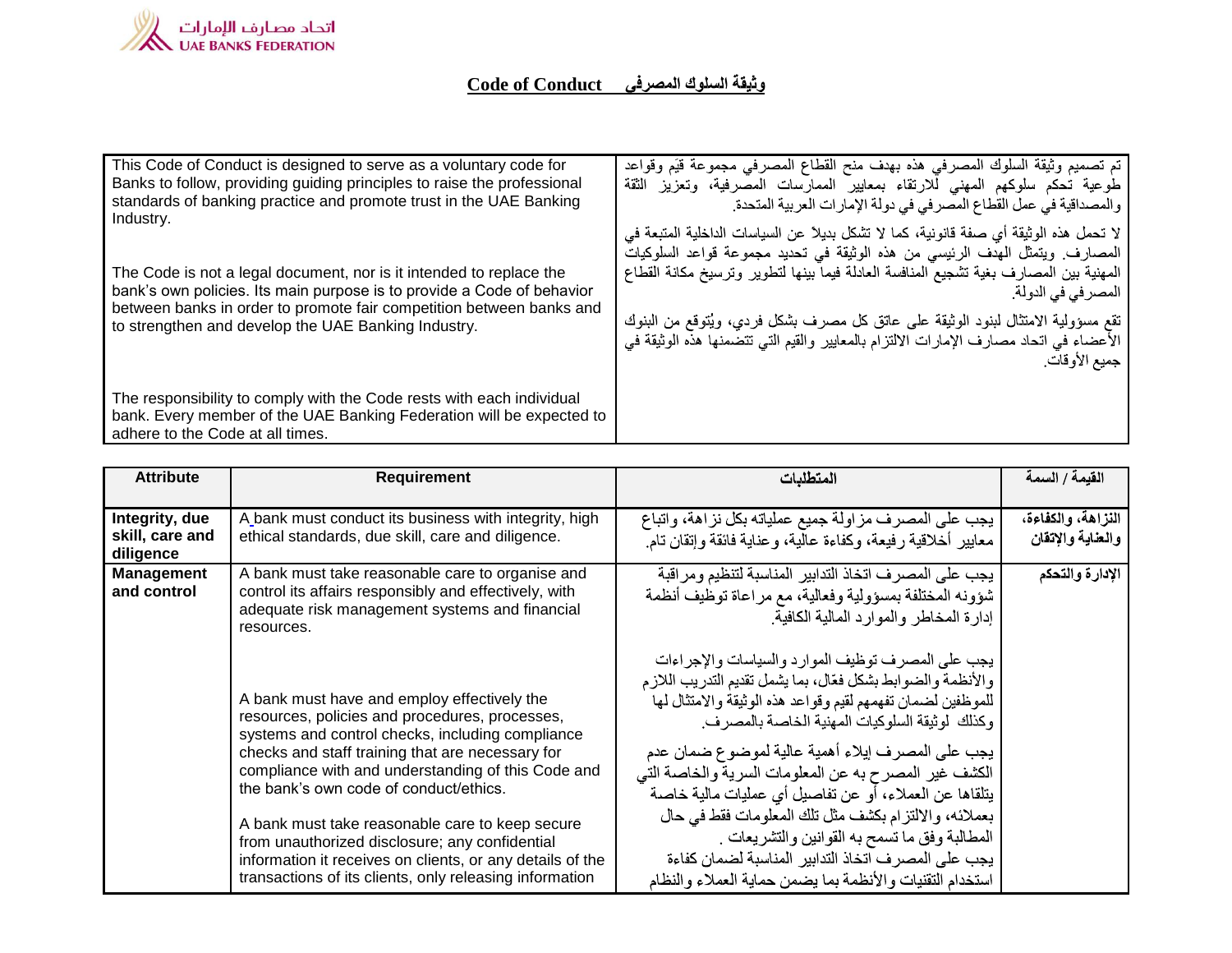اتحاد مصارف الإمارات
UAE BANKS FEDERATION

# Code of Conduct وثيقة السلوك المصرفي

| | |
|---|---|
| This Code of Conduct is designed to serve as a voluntary code for Banks to follow, providing guiding principles to raise the professional standards of banking practice and promote trust in the UAE Banking Industry.<br><br>The Code is not a legal document, nor is it intended to replace the bank's own policies. Its main purpose is to provide a Code of behavior between banks in order to promote fair competition between banks and to strengthen and develop the UAE Banking Industry.<br><br>The responsibility to comply with the Code rests with each individual bank. Every member of the UAE Banking Federation will be expected to adhere to the Code at all times. | تم تصميم وثيقة السلوك المصرفي هذه بهدف منح القطاع المصرفي مجموعة قيَم وقواعد طوعية تحكم سلوكهم المهني للارتقاء بمعايير الممارسات المصرفية، وتعزيز الثقة والمصداقية في عمل القطاع المصرفي في دولة الإمارات العربية المتحدة.<br><br>لا تحمل هذه الوثيقة أي صفة قانونية، كما لا تشكل بديلاً عن السياسات الداخلية المتبعة في المصارف. ويتمثل الهدف الرئيسي من هذه الوثيقة في تحديد مجموعة قواعد السلوكيات المهنية بين المصارف بغية تشجيع المنافسة العادلة فيما بينها لتطوير وترسيخ مكانة القطاع المصرفي في الدولة.<br><br>تقع مسؤولية الامتثال لبنود الوثيقة على عاتق كل مصرف بشكل فردي، ويُتوقع من البنوك الأعضاء في اتحاد مصارف الإمارات الالتزام بالمعايير والقيم التي تتضمنها هذه الوثيقة في جميع الأوقات. |

| Attribute | Requirement | المتطلبات | القيمة / السمة |
|---|---|---|---|
| **Integrity, due skill, care and diligence** | A bank must conduct its business with integrity, high ethical standards, due skill, care and diligence. | يجب على المصرف مزاولة جميع عملياته بكل نزاهة، واتباع معايير أخلاقية رفيعة، وكفاءة عالية، وعناية فائقة وإتقان تام. | **النزاهة، والكفاءة، والعناية والإتقان** |
| **Management and control** | A bank must take reasonable care to organise and control its affairs responsibly and effectively, with adequate risk management systems and financial resources.<br><br>A bank must have and employ effectively the resources, policies and procedures, processes, systems and control checks, including compliance checks and staff training that are necessary for compliance with and understanding of this Code and the bank's own code of conduct/ethics.<br><br>A bank must take reasonable care to keep secure from unauthorized disclosure; any confidential information it receives on clients, or any details of the transactions of its clients, only releasing information | يجب على المصرف اتخاذ التدابير المناسبة لتنظيم ومراقبة شؤونه المختلفة بمسؤولية وفعالية، مع مراعاة توظيف أنظمة إدارة المخاطر والموارد المالية الكافية.<br><br>يجب على المصرف توظيف الموارد والسياسات والإجراءات والأنظمة والضوابط بشكل فعّال، بما يشمل تقديم التدريب اللازم للموظفين لضمان تفهمهم لقيم وقواعد هذه الوثيقة والامتثال لها وكذلك لوثيقة السلوكيات المهنية الخاصة بالمصرف.<br><br>يجب على المصرف إيلاء أهمية عالية لموضوع ضمان عدم الكشف غير المصرح به عن المعلومات السرية والخاصة التي يتلقاها عن العملاء، أو عن تفاصيل أي عمليات مالية خاصة بعملائه، والالتزام بكشف مثل تلك المعلومات فقط في حال المطالبة وفق ما تسمح به القوانين والتشريعات .<br>يجب على المصرف اتخاذ التدابير المناسبة لضمان كفاءة استخدام التقنيات والأنظمة بما يضمن حماية العملاء والنظام | **الإدارة والتحكم** |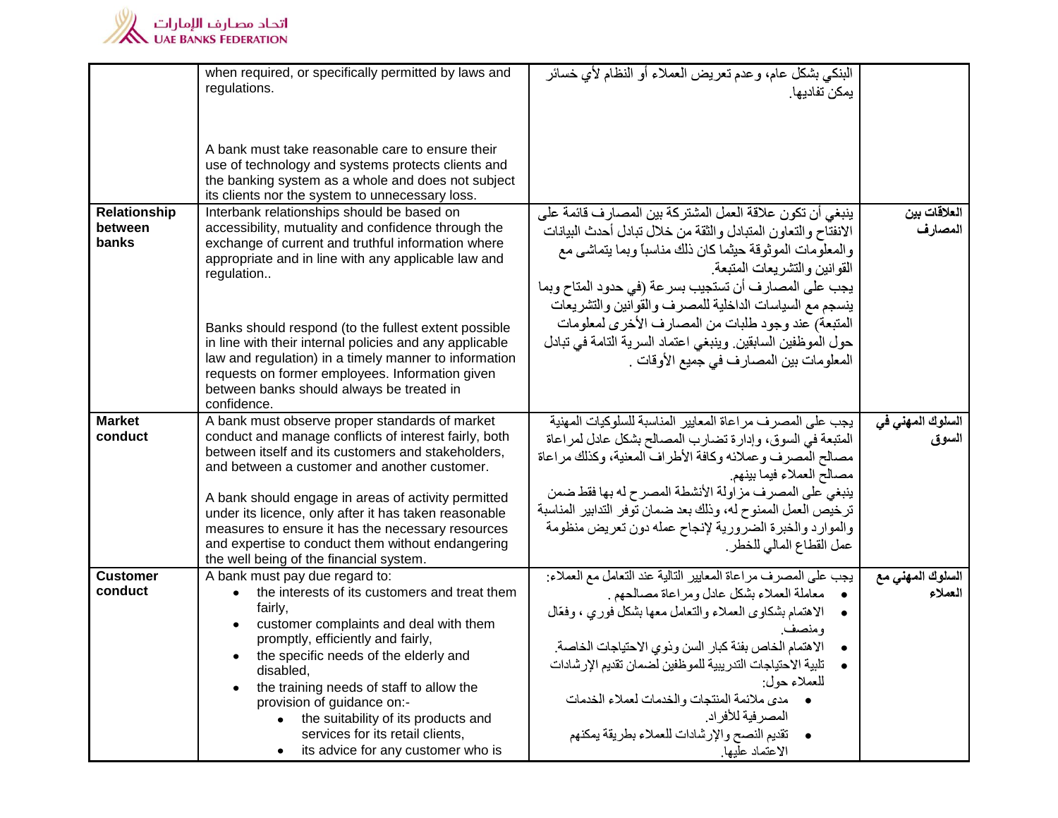| | | | |
|---|---|---|---|
| | when required, or specifically permitted by laws and regulations.<br><br>A bank must take reasonable care to ensure their use of technology and systems protects clients and the banking system as a whole and does not subject its clients nor the system to unnecessary loss. | البنكي بشكل عام، وعدم تعريض العملاء أو النظام لأي خسائر يمكن تفاديها. | |
| **Relationship between banks** | Interbank relationships should be based on accessibility, mutuality and confidence through the exchange of current and truthful information where appropriate and in line with any applicable law and regulation..<br><br>Banks should respond (to the fullest extent possible in line with their internal policies and any applicable law and regulation) in a timely manner to information requests on former employees. Information given between banks should always be treated in confidence. | ينبغي أن تكون علاقة العمل المشتركة بين المصارف قائمة على الانفتاح والتعاون المتبادل والثقة من خلال تبادل أحدث البيانات والمعلومات الموثوقة حيثما كان ذلك مناسباً وبما يتماشى مع القوانين والتشريعات المتبعة.<br>يجب على المصارف أن تستجيب بسرعة (في حدود المتاح وبما ينسجم مع السياسات الداخلية للمصرف والقوانين والتشريعات المتبعة) عند وجود طلبات من المصارف الأخرى لمعلومات حول الموظفين السابقين. وينبغي اعتماد السرية التامة في تبادل المعلومات بين المصارف في جميع الأوقات . | **العلاقات بين المصارف** |
| **Market conduct** | A bank must observe proper standards of market conduct and manage conflicts of interest fairly, both between itself and its customers and stakeholders, and between a customer and another customer.<br><br>A bank should engage in areas of activity permitted under its licence, only after it has taken reasonable measures to ensure it has the necessary resources and expertise to conduct them without endangering the well being of the financial system. | يجب على المصرف مراعاة المعايير المناسبة للسلوكيات المهنية المتبعة في السوق، وإدارة تضارب المصالح بشكل عادل لمراعاة مصالح المصرف وعملائه وكافة الأطراف المعنية، وكذلك مراعاة مصالح العملاء فيما بينهم.<br>ينبغي على المصرف مزاولة الأنشطة المصرح له بها فقط ضمن ترخيص العمل الممنوح له، وذلك بعد ضمان توفر التدابير المناسبة والموارد والخبرة الضرورية لإنجاح عمله دون تعريض منظومة عمل القطاع المالي للخطر. | **السلوك المهني في السوق** |
| **Customer conduct** | A bank must pay due regard to:<br>• the interests of its customers and treat them fairly,<br>• customer complaints and deal with them promptly, efficiently and fairly,<br>• the specific needs of the elderly and disabled,<br>• the training needs of staff to allow the provision of guidance on:-<br>&nbsp;&nbsp;&nbsp;&nbsp;• the suitability of its products and services for its retail clients,<br>&nbsp;&nbsp;&nbsp;&nbsp;• its advice for any customer who is | يجب على المصرف مراعاة المعايير التالية عند التعامل مع العملاء:<br>• معاملة العملاء بشكل عادل ومراعاة مصالحهم .<br>• الاهتمام بشكاوى العملاء والتعامل معها بشكل فوري ، وفعّال ومنصف.<br>• الاهتمام الخاص بفئة كبار السن وذوي الاحتياجات الخاصة.<br>• تلبية الاحتياجات التدريبية للموظفين لضمان تقديم الإرشادات للعملاء حول:<br>&nbsp;&nbsp;&nbsp;&nbsp;• مدى ملائمة المنتجات والخدمات لعملاء الخدمات المصرفية للأفراد.<br>&nbsp;&nbsp;&nbsp;&nbsp;• تقديم النصح والإرشادات للعملاء بطريقة يمكنهم الاعتماد عليها. | **السلوك المهني مع العملاء** |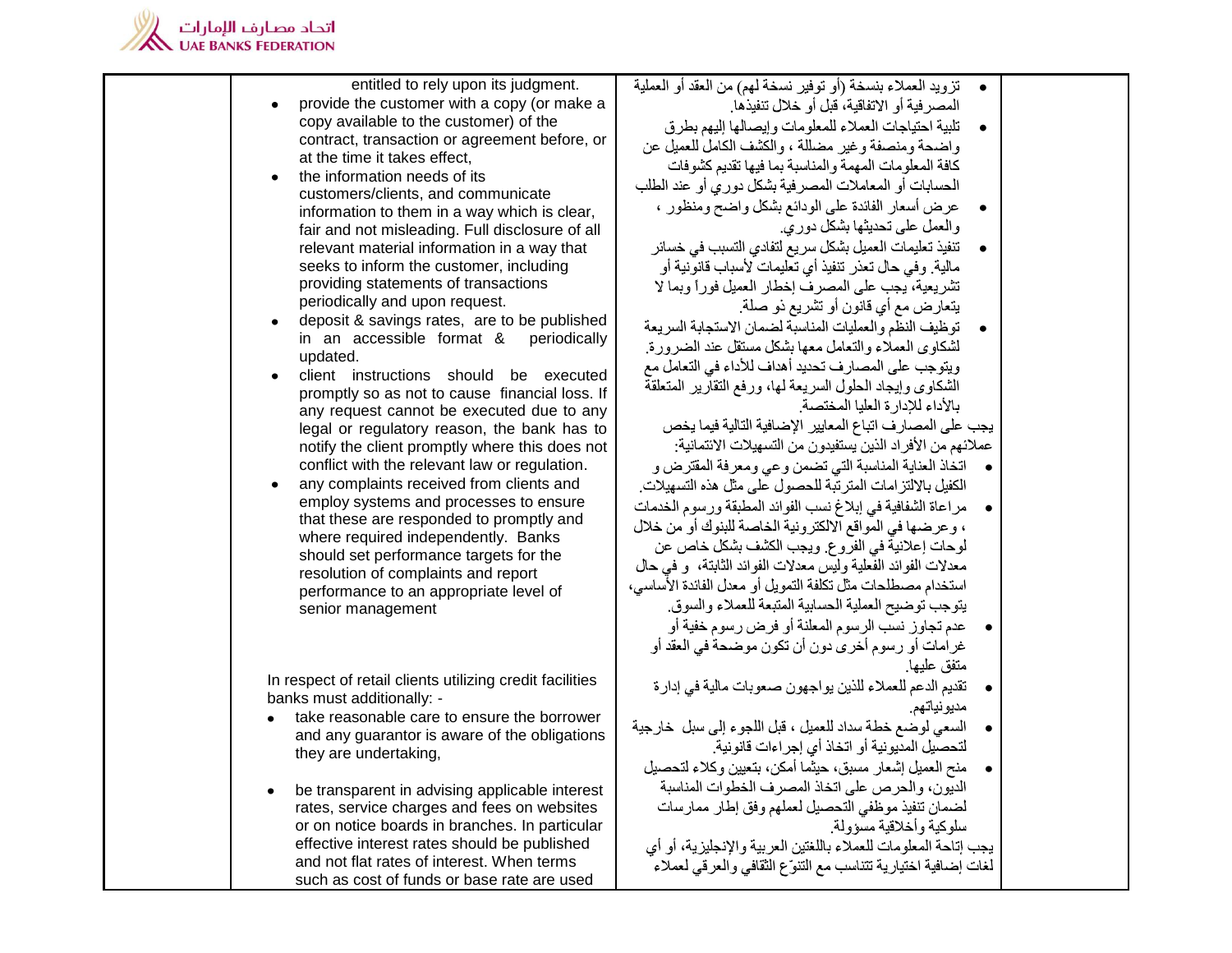| | English | Arabic | |
|---|---|---|---|
| | entitled to rely upon its judgment.<br>• provide the customer with a copy (or make a copy available to the customer) of the contract, transaction or agreement before, or at the time it takes effect,<br>• the information needs of its customers/clients, and communicate information to them in a way which is clear, fair and not misleading. Full disclosure of all relevant material information in a way that seeks to inform the customer, including providing statements of transactions periodically and upon request.<br>• deposit & savings rates, are to be published in an accessible format & periodically updated.<br>• client instructions should be executed promptly so as not to cause financial loss. If any request cannot be executed due to any legal or regulatory reason, the bank has to notify the client promptly where this does not conflict with the relevant law or regulation.<br>• any complaints received from clients and employ systems and processes to ensure that these are responded to promptly and where required independently. Banks should set performance targets for the resolution of complaints and report performance to an appropriate level of senior management<br><br>In respect of retail clients utilizing credit facilities banks must additionally: -<br>• take reasonable care to ensure the borrower and any guarantor is aware of the obligations they are undertaking,<br>• be transparent in advising applicable interest rates, service charges and fees on websites or on notice boards in branches. In particular effective interest rates should be published and not flat rates of interest. When terms such as cost of funds or base rate are used | • تزويد العملاء بنسخة (أو توفير نسخة لهم) من العقد أو العملية المصرفية أو الاتفاقية، قبل أو خلال تنفيذها.<br>• تلبية احتياجات العملاء للمعلومات وإيصالها إليهم بطرق واضحة ومنصفة وغير مضللة ، والكشف الكامل للعميل عن كافة المعلومات المهمة والمناسبة بما فيها تقديم كشوفات الحسابات أو المعاملات المصرفية بشكل دوري أو عند الطلب<br>• عرض أسعار الفائدة على الودائع بشكل واضح ومنظور ، والعمل على تحديثها بشكل دوري.<br>• تنفيذ تعليمات العميل بشكل سريع لتفادي التسبب في خسائر مالية. وفي حال تعذر تنفيذ أي تعليمات لأسباب قانونية أو تشريعية، يجب على المصرف إخطار العميل فوراً وبما لا يتعارض مع أي قانون أو تشريع ذو صلة.<br>• توظيف النظم والعمليات المناسبة لضمان الاستجابة السريعة لشكاوى العملاء والتعامل معها بشكل مستقل عند الضرورة. ويتوجب على المصارف تحديد أهداف للأداء في التعامل مع الشكاوى وإيجاد الحلول السريعة لها، ورفع التقارير المتعلقة بالأداء للإدارة العليا المختصة.<br><br>يجب على المصارف اتباع المعايير الإضافية التالية فيما يخص عملائهم من الأفراد الذين يستفيدون من التسهيلات الائتمانية:<br>• اتخاذ العناية المناسبة التي تضمن وعي ومعرفة المقترض و الكفيل بالالتزامات المترتبة للحصول على مثل هذه التسهيلات.<br>• مراعاة الشفافية في إبلاغ نسب الفوائد المطبقة ورسوم الخدمات ، وعرضها في المواقع الالكترونية الخاصة للبنوك أو من خلال لوحات إعلانية في الفروع. ويجب الكشف بشكل خاص عن معدلات الفوائد الفعلية وليس معدلات الفوائد الثابتة، و في حال استخدام مصطلحات مثل تكلفة التمويل أو معدل الفائدة الأساسي، يتوجب توضيح العملية الحسابية المتبعة للعملاء والسوق.<br>• عدم تجاوز نسب الرسوم المعلنة أو فرض رسوم خفية أو غرامات أو رسوم أخرى دون أن تكون موضحة في العقد أو متفق عليها.<br>• تقديم الدعم للعملاء للذين يواجهون صعوبات مالية في إدارة مديونياتهم.<br>• السعي لوضع خطة سداد للعميل ، قبل اللجوء إلى سبل خارجية لتحصيل المديونية أو اتخاذ أي إجراءات قانونية.<br>• منح العميل إشعار مسبق، حيثما أمكن، بتعيين وكلاء لتحصيل الديون، والحرص على اتخاذ المصرف الخطوات المناسبة لضمان تنفيذ موظفي التحصيل لعملهم وفق إطار ممارسات سلوكية وأخلاقية مسؤولة.<br>يجب إتاحة المعلومات للعملاء باللغتين العربية والإنجليزية، أو أي لغات إضافية اختيارية تتناسب مع التنوّع الثقافي والعرقي لعملاء | |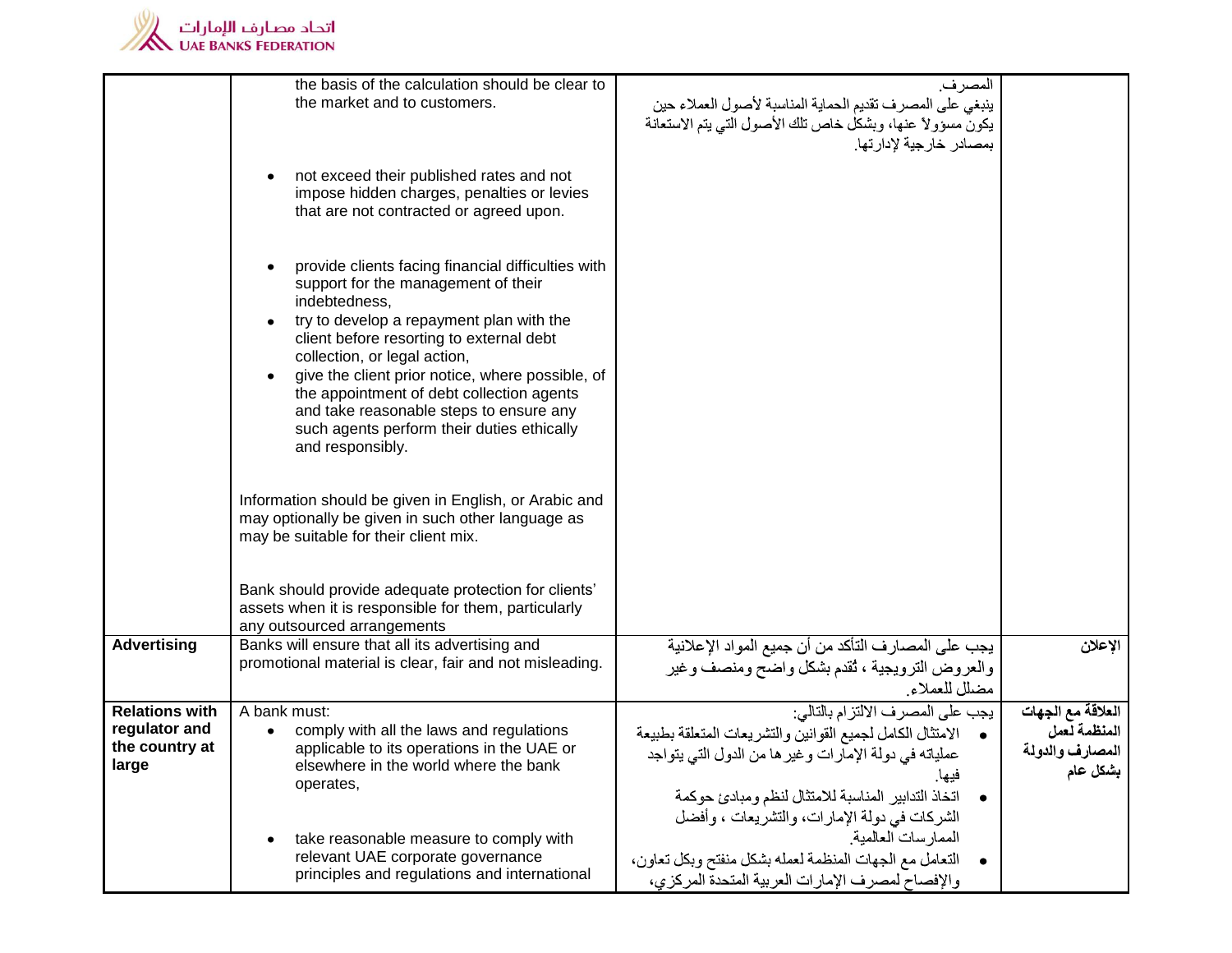| | | | |
|---|---|---|---|
| | the basis of the calculation should be clear to the market and to customers.<br><br>• not exceed their published rates and not impose hidden charges, penalties or levies that are not contracted or agreed upon.<br><br>• provide clients facing financial difficulties with support for the management of their indebtedness,<br>• try to develop a repayment plan with the client before resorting to external debt collection, or legal action,<br>• give the client prior notice, where possible, of the appointment of debt collection agents and take reasonable steps to ensure any such agents perform their duties ethically and responsibly.<br><br>Information should be given in English, or Arabic and may optionally be given in such other language as may be suitable for their client mix.<br><br>Bank should provide adequate protection for clients' assets when it is responsible for them, particularly any outsourced arrangements | المصرف.<br>ينبغي على المصرف تقديم الحماية المناسبة لأصول العملاء حين يكون مسؤولاً عنها، وبشكل خاص تلك الأصول التي يتم الاستعانة بمصادر خارجية لإدارتها. | |
| **Advertising** | Banks will ensure that all its advertising and promotional material is clear, fair and not misleading. | يجب على المصارف التأكد من أن جميع المواد الإعلانية والعروض الترويجية ، تُقدم بشكل واضح ومنصف وغير مضلل للعملاء. | **الإعلان** |
| **Relations with regulator and the country at large** | A bank must:<br>• comply with all the laws and regulations applicable to its operations in the UAE or elsewhere in the world where the bank operates,<br><br>• take reasonable measure to comply with relevant UAE corporate governance principles and regulations and international | يجب على المصرف الالتزام بالتالي:<br>• الامتثال الكامل لجميع القوانين والتشريعات المتعلقة بطبيعة عملياته في دولة الإمارات وغيرها من الدول التي يتواجد فيها.<br>• اتخاذ التدابير المناسبة للامتثال لنظم ومبادئ حوكمة الشركات في دولة الإمارات، والتشريعات ، وأفضل الممارسات العالمية.<br>• التعامل مع الجهات المنظمة لعمله بشكل منفتح وبكل تعاون، والإفصاح لمصرف الإمارات العربية المتحدة المركزي، | **العلاقة مع الجهات المنظمة لعمل المصارف والدولة بشكل عام** |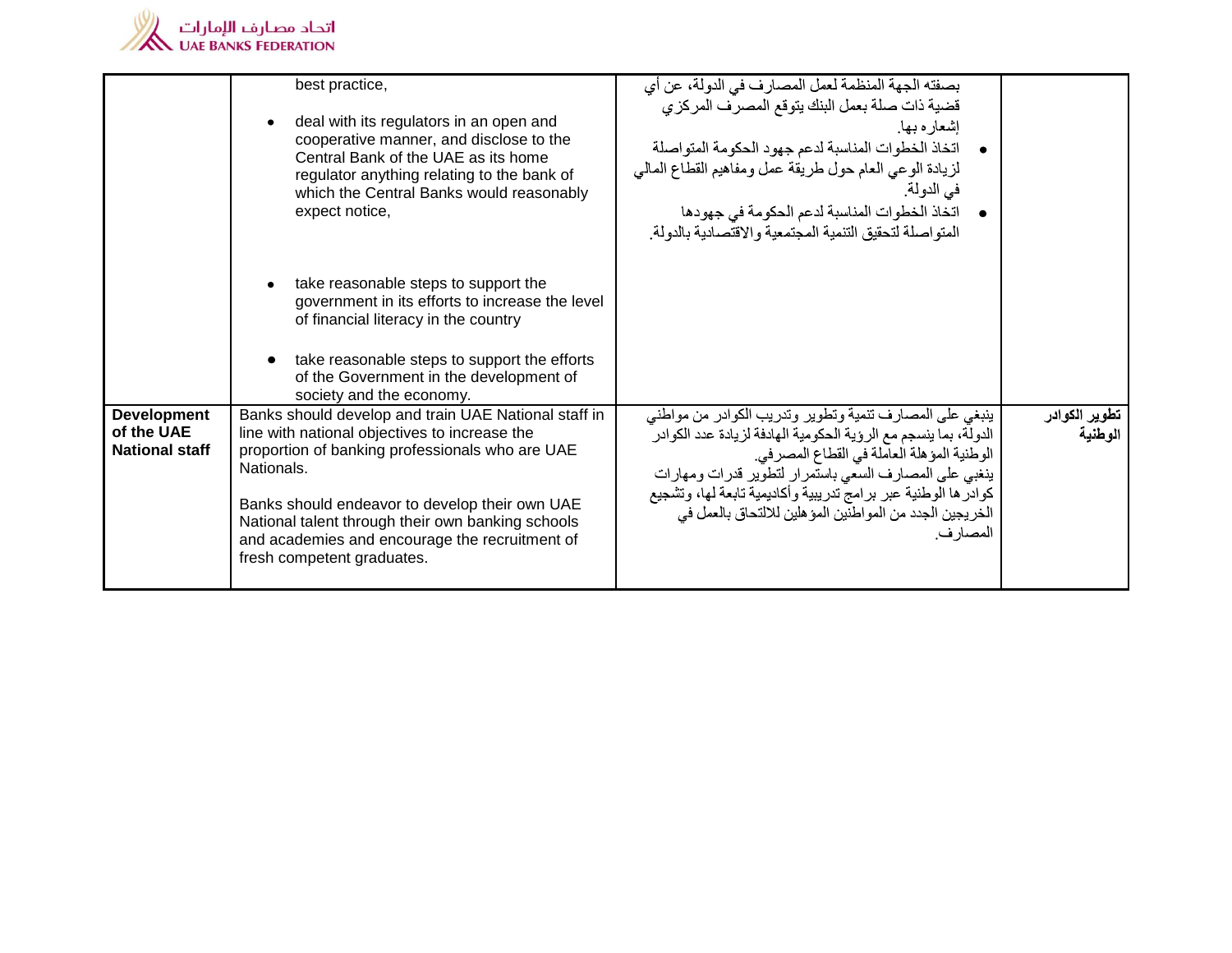| | | | |
|---|---|---|---|
| | best practice,<br><br>• deal with its regulators in an open and cooperative manner, and disclose to the Central Bank of the UAE as its home regulator anything relating to the bank of which the Central Banks would reasonably expect notice,<br><br>• take reasonable steps to support the government in its efforts to increase the level of financial literacy in the country<br><br>• take reasonable steps to support the efforts of the Government in the development of society and the economy. | بصفته الجهة المنظمة لعمل المصارف في الدولة، عن أي قضية ذات صلة بعمل البنك يتوقع المصرف المركزي إشعاره بها.<br>• اتخاذ الخطوات المناسبة لدعم جهود الحكومة المتواصلة لزيادة الوعي العام حول طريقة عمل ومفاهيم القطاع المالي في الدولة.<br>• اتخاذ الخطوات المناسبة لدعم الحكومة في جهودها المتواصلة لتحقيق التنمية المجتمعية والاقتصادية بالدولة. | |
| **Development of the UAE National staff** | Banks should develop and train UAE National staff in line with national objectives to increase the proportion of banking professionals who are UAE Nationals.<br><br>Banks should endeavor to develop their own UAE National talent through their own banking schools and academies and encourage the recruitment of fresh competent graduates. | ينبغي على المصارف تنمية وتطوير وتدريب الكوادر من مواطني الدولة، بما ينسجم مع الرؤية الحكومية الهادفة لزيادة عدد الكوادر الوطنية المؤهلة العاملة في القطاع المصرفي.<br>ينغبي على المصارف السعي باستمرار لتطوير قدرات ومهارات كوادرها الوطنية عبر برامج تدريبية وأكاديمية تابعة لها، وتشجيع الخريجين الجدد من المواطنين المؤهلين للالتحاق بالعمل في المصارف. | **تطوير الكوادر الوطنية** |